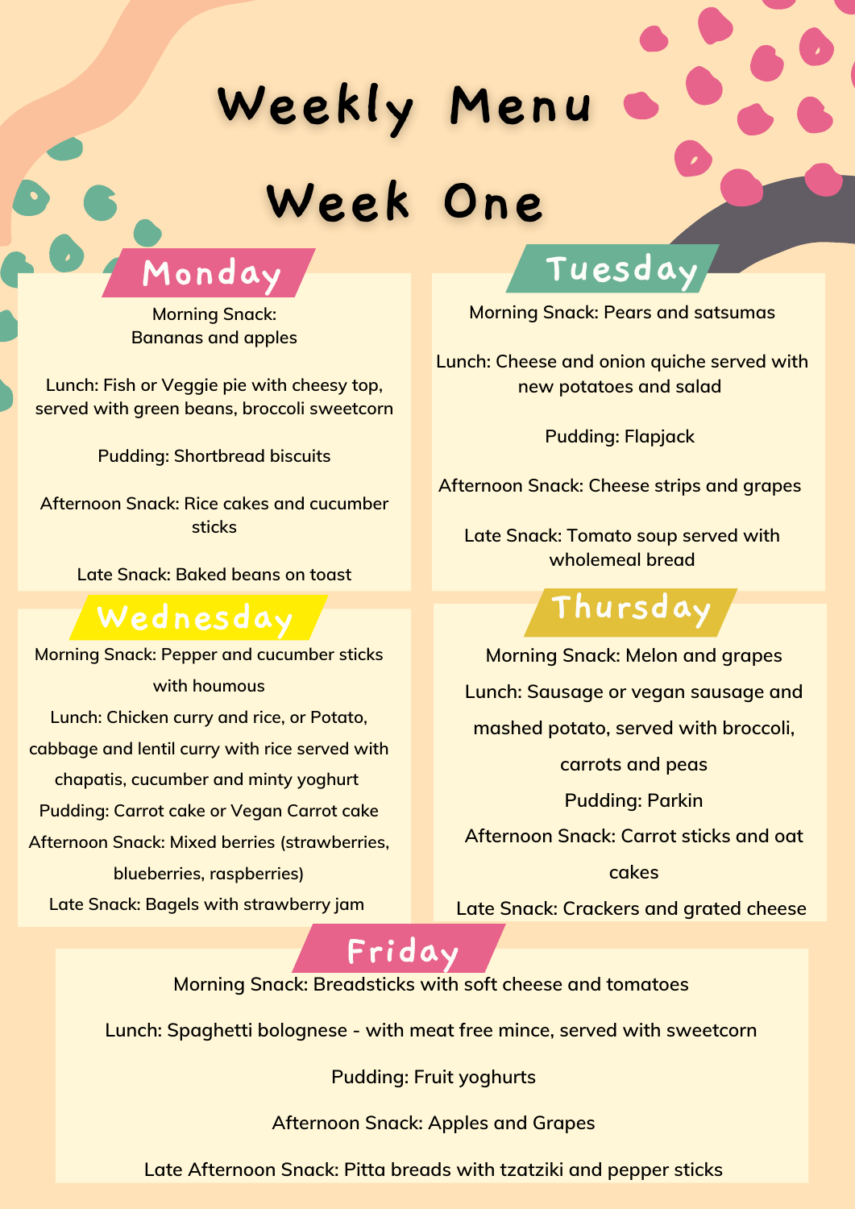# Weekly Menu

# Week One

## Monday

Morning Snack:
Bananas and apples

Lunch: Fish or Veggie pie with cheesy top, served with green beans, broccoli sweetcorn

Pudding: Shortbread biscuits

Afternoon Snack: Rice cakes and cucumber sticks

Late Snack: Baked beans on toast

## Tuesday

Morning Snack: Pears and satsumas

Lunch: Cheese and onion quiche served with new potatoes and salad

Pudding: Flapjack

Afternoon Snack: Cheese strips and grapes

Late Snack: Tomato soup served with wholemeal bread

## Wednesday

Morning Snack: Pepper and cucumber sticks with houmous

Lunch: Chicken curry and rice, or Potato, cabbage and lentil curry with rice served with chapatis, cucumber and minty yoghurt

Pudding: Carrot cake or Vegan Carrot cake

Afternoon Snack: Mixed berries (strawberries, blueberries, raspberries)

Late Snack: Bagels with strawberry jam

## Thursday

Morning Snack: Melon and grapes

Lunch: Sausage or vegan sausage and mashed potato, served with broccoli, carrots and peas

Pudding: Parkin

Afternoon Snack: Carrot sticks and oat cakes

Late Snack: Crackers and grated cheese

## Friday

Morning Snack: Breadsticks with soft cheese and tomatoes

Lunch: Spaghetti bolognese - with meat free mince, served with sweetcorn

Pudding: Fruit yoghurts

Afternoon Snack: Apples and Grapes

Late Afternoon Snack: Pitta breads with tzatziki and pepper sticks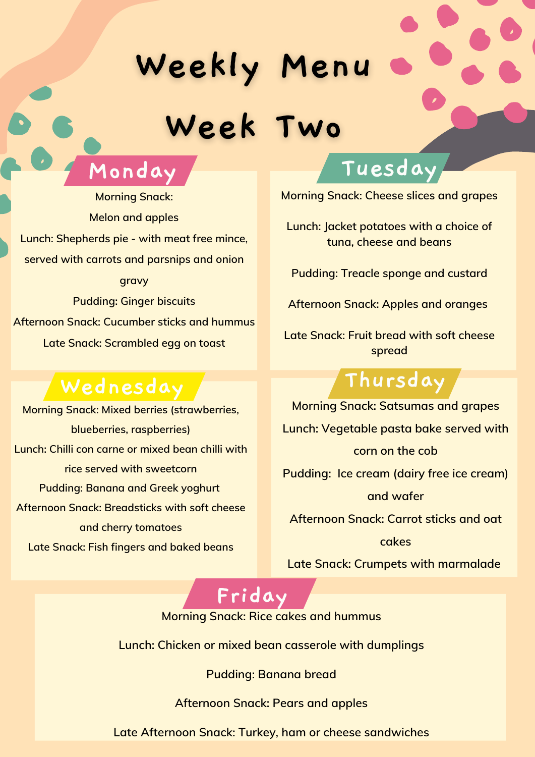# Weekly Menu

# Week Two

## Monday

Morning Snack:

Melon and apples

Lunch: Shepherds pie - with meat free mince, served with carrots and parsnips and onion gravy

Pudding: Ginger biscuits

Afternoon Snack: Cucumber sticks and hummus

Late Snack: Scrambled egg on toast

## Tuesday

Morning Snack: Cheese slices and grapes

Lunch: Jacket potatoes with a choice of tuna, cheese and beans

Pudding: Treacle sponge and custard

Afternoon Snack: Apples and oranges

Late Snack: Fruit bread with soft cheese spread

## Wednesday

Morning Snack: Mixed berries (strawberries, blueberries, raspberries)

Lunch: Chilli con carne or mixed bean chilli with rice served with sweetcorn

Pudding: Banana and Greek yoghurt

Afternoon Snack: Breadsticks with soft cheese and cherry tomatoes

Late Snack: Fish fingers and baked beans

## Thursday

Morning Snack: Satsumas and grapes

Lunch: Vegetable pasta bake served with corn on the cob

Pudding: Ice cream (dairy free ice cream) and wafer

Afternoon Snack: Carrot sticks and oat cakes

Late Snack: Crumpets with marmalade

## Friday

Morning Snack: Rice cakes and hummus

Lunch: Chicken or mixed bean casserole with dumplings

Pudding: Banana bread

Afternoon Snack: Pears and apples

Late Afternoon Snack: Turkey, ham or cheese sandwiches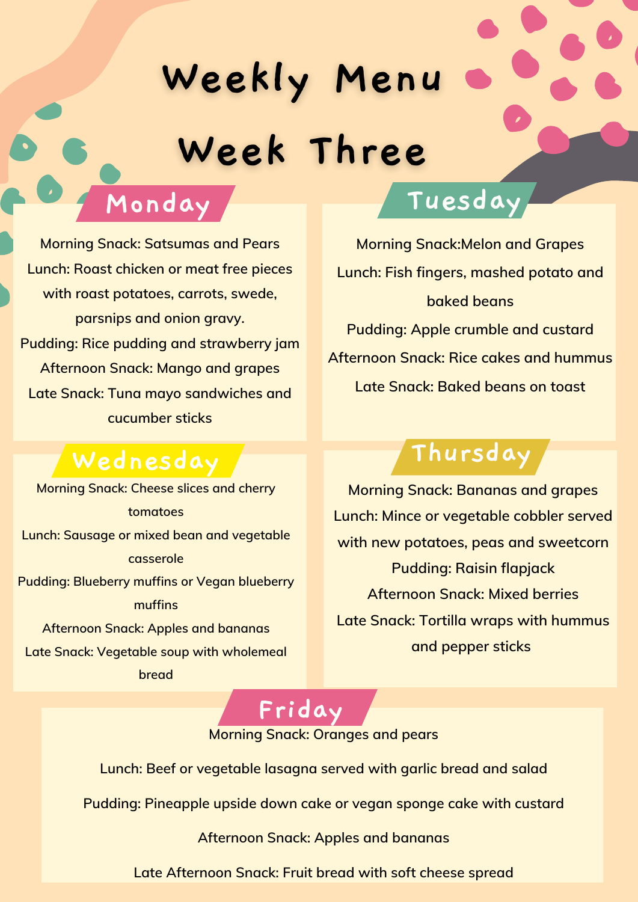# Weekly Menu

# Week Three

## Monday

Morning Snack: Satsumas and Pears

Lunch: Roast chicken or meat free pieces with roast potatoes, carrots, swede, parsnips and onion gravy.

Pudding: Rice pudding and strawberry jam

Afternoon Snack: Mango and grapes

Late Snack: Tuna mayo sandwiches and cucumber sticks

## Tuesday

Morning Snack:Melon and Grapes

Lunch: Fish fingers, mashed potato and baked beans

Pudding: Apple crumble and custard

Afternoon Snack: Rice cakes and hummus

Late Snack: Baked beans on toast

## Wednesday

Morning Snack: Cheese slices and cherry tomatoes

Lunch: Sausage or mixed bean and vegetable casserole

Pudding: Blueberry muffins or Vegan blueberry muffins

Afternoon Snack: Apples and bananas

Late Snack: Vegetable soup with wholemeal bread

## Thursday

Morning Snack: Bananas and grapes

Lunch: Mince or vegetable cobbler served with new potatoes, peas and sweetcorn

Pudding: Raisin flapjack

Afternoon Snack: Mixed berries

Late Snack: Tortilla wraps with hummus and pepper sticks

## Friday

Morning Snack: Oranges and pears

Lunch: Beef or vegetable lasagna served with garlic bread and salad

Pudding: Pineapple upside down cake or vegan sponge cake with custard

Afternoon Snack: Apples and bananas

Late Afternoon Snack: Fruit bread with soft cheese spread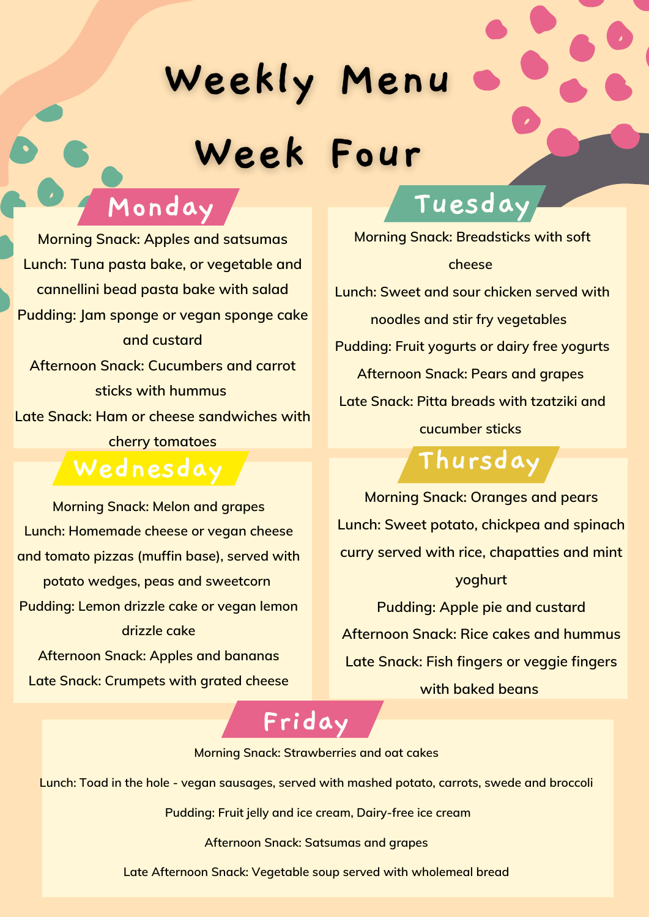# Weekly Menu

# Week Four

## Monday

Morning Snack: Apples and satsumas

Lunch: Tuna pasta bake, or vegetable and cannellini bead pasta bake with salad

Pudding: Jam sponge or vegan sponge cake and custard

Afternoon Snack: Cucumbers and carrot sticks with hummus

Late Snack: Ham or cheese sandwiches with cherry tomatoes

## Tuesday

Morning Snack: Breadsticks with soft cheese

Lunch: Sweet and sour chicken served with noodles and stir fry vegetables

Pudding: Fruit yogurts or dairy free yogurts

Afternoon Snack: Pears and grapes

Late Snack: Pitta breads with tzatziki and cucumber sticks

## Wednesday

Morning Snack: Melon and grapes

Lunch: Homemade cheese or vegan cheese and tomato pizzas (muffin base), served with potato wedges, peas and sweetcorn

Pudding: Lemon drizzle cake or vegan lemon drizzle cake

Afternoon Snack: Apples and bananas

Late Snack: Crumpets with grated cheese

## Thursday

Morning Snack: Oranges and pears

Lunch: Sweet potato, chickpea and spinach curry served with rice, chapatties and mint yoghurt

Pudding: Apple pie and custard

Afternoon Snack: Rice cakes and hummus

Late Snack: Fish fingers or veggie fingers with baked beans

## Friday

Morning Snack: Strawberries and oat cakes

Lunch: Toad in the hole - vegan sausages, served with mashed potato, carrots, swede and broccoli

Pudding: Fruit jelly and ice cream, Dairy-free ice cream

Afternoon Snack: Satsumas and grapes

Late Afternoon Snack: Vegetable soup served with wholemeal bread